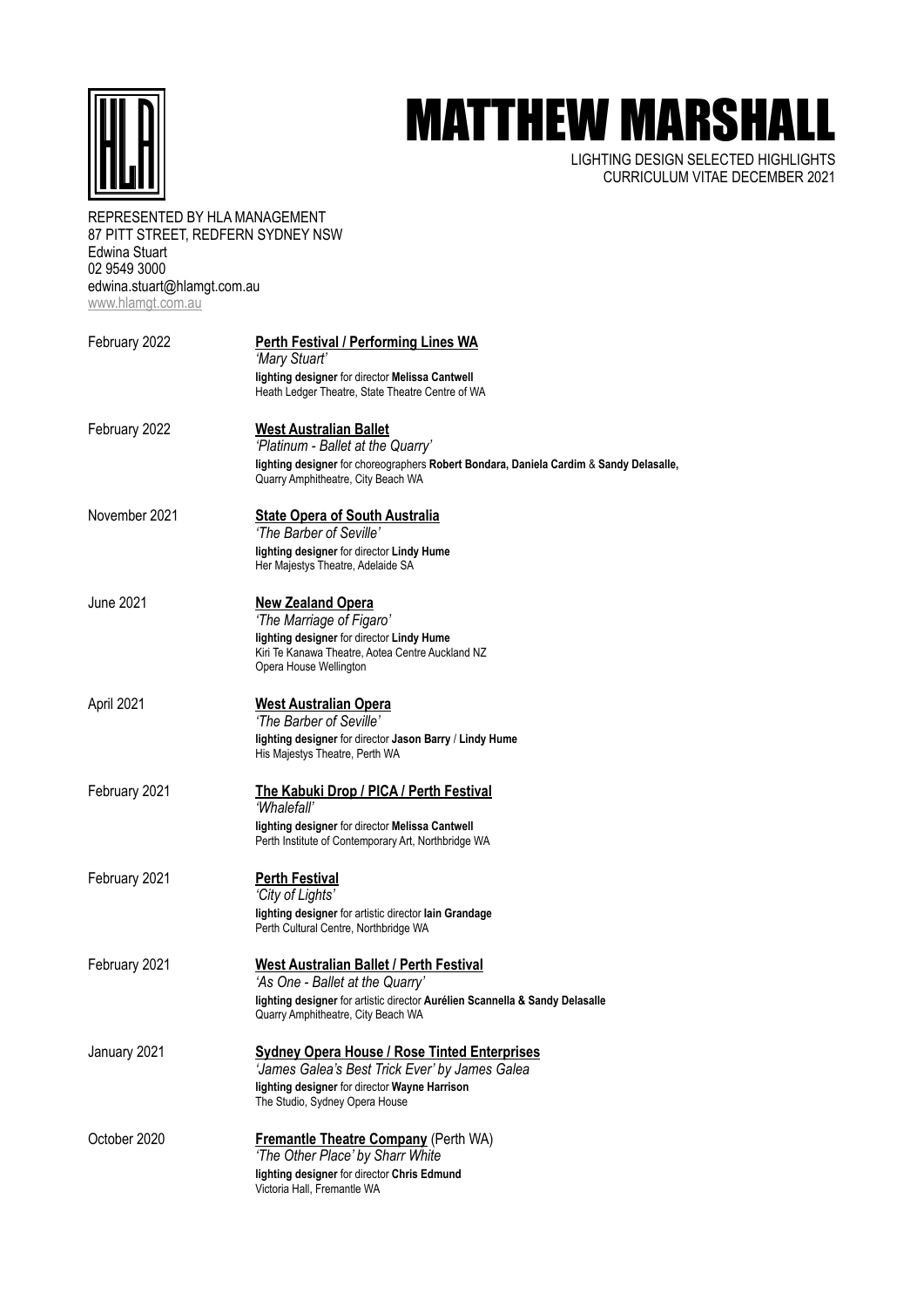# MATTHEW MARSHALL

LIGHTING DESIGN SELECTED HIGHLIGHTS
CURRICULUM VITAE DECEMBER 2021

REPRESENTED BY HLA MANAGEMENT
87 PITT STREET, REDFERN SYDNEY NSW
Edwina Stuart
02 9549 3000
edwina.stuart@hlamgt.com.au
www.hlamgt.com.au

February 2022 — **Perth Festival / Performing Lines WA**
*'Mary Stuart'*
**lighting designer** for director **Melissa Cantwell**
Heath Ledger Theatre, State Theatre Centre of WA

February 2022 — **West Australian Ballet**
*'Platinum - Ballet at the Quarry'*
**lighting designer** for choreographers **Robert Bondara, Daniela Cardim** & **Sandy Delasalle,**
Quarry Amphitheatre, City Beach WA

November 2021 — **State Opera of South Australia**
*'The Barber of Seville'*
**lighting designer** for director **Lindy Hume**
Her Majestys Theatre, Adelaide SA

June 2021 — **New Zealand Opera**
*'The Marriage of Figaro'*
**lighting designer** for director **Lindy Hume**
Kiri Te Kanawa Theatre, Aotea Centre Auckland NZ
Opera House Wellington

April 2021 — **West Australian Opera**
*'The Barber of Seville'*
**lighting designer** for director **Jason Barry** / **Lindy Hume**
His Majestys Theatre, Perth WA

February 2021 — **The Kabuki Drop / PICA / Perth Festival**
*'Whalefall'*
**lighting designer** for director **Melissa Cantwell**
Perth Institute of Contemporary Art, Northbridge WA

February 2021 — **Perth Festival**
*'City of Lights'*
**lighting designer** for artistic director **Iain Grandage**
Perth Cultural Centre, Northbridge WA

February 2021 — **West Australian Ballet / Perth Festival**
*'As One - Ballet at the Quarry'*
**lighting designer** for artistic director **Aurélien Scannella & Sandy Delasalle**
Quarry Amphitheatre, City Beach WA

January 2021 — **Sydney Opera House / Rose Tinted Enterprises**
*'James Galea's Best Trick Ever' by James Galea*
**lighting designer** for director **Wayne Harrison**
The Studio, Sydney Opera House

October 2020 — **Fremantle Theatre Company** (Perth WA)
*'The Other Place' by Sharr White*
**lighting designer** for director **Chris Edmund**
Victoria Hall, Fremantle WA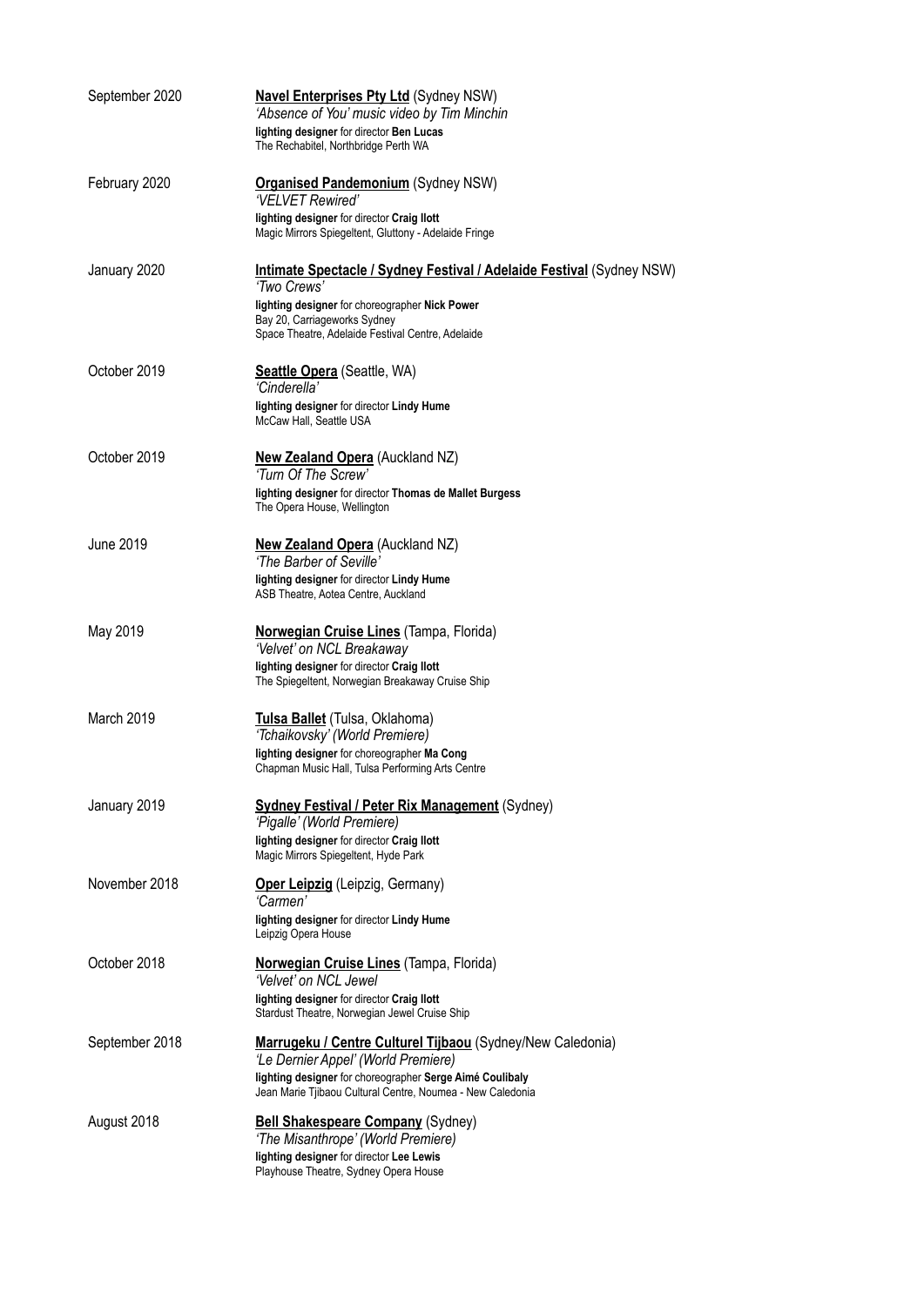September 2020 — **Navel Enterprises Pty Ltd** (Sydney NSW)
*'Absence of You' music video by Tim Minchin*
**lighting designer** for director **Ben Lucas**
The Rechabitel, Northbridge Perth WA

February 2020 — **Organised Pandemonium** (Sydney NSW)
*'VELVET Rewired'*
**lighting designer** for director **Craig Ilott**
Magic Mirrors Spiegeltent, Gluttony - Adelaide Fringe

January 2020 — **Intimate Spectacle / Sydney Festival / Adelaide Festival** (Sydney NSW)
*'Two Crews'*
**lighting designer** for choreographer **Nick Power**
Bay 20, Carriageworks Sydney
Space Theatre, Adelaide Festival Centre, Adelaide

October 2019 — **Seattle Opera** (Seattle, WA)
*'Cinderella'*
**lighting designer** for director **Lindy Hume**
McCaw Hall, Seattle USA

October 2019 — **New Zealand Opera** (Auckland NZ)
*'Turn Of The Screw'*
**lighting designer** for director **Thomas de Mallet Burgess**
The Opera House, Wellington

June 2019 — **New Zealand Opera** (Auckland NZ)
*'The Barber of Seville'*
**lighting designer** for director **Lindy Hume**
ASB Theatre, Aotea Centre, Auckland

May 2019 — **Norwegian Cruise Lines** (Tampa, Florida)
*'Velvet' on NCL Breakaway*
**lighting designer** for director **Craig Ilott**
The Spiegeltent, Norwegian Breakaway Cruise Ship

March 2019 — **Tulsa Ballet** (Tulsa, Oklahoma)
*'Tchaikovsky' (World Premiere)*
**lighting designer** for choreographer **Ma Cong**
Chapman Music Hall, Tulsa Performing Arts Centre

January 2019 — **Sydney Festival / Peter Rix Management** (Sydney)
*'Pigalle' (World Premiere)*
**lighting designer** for director **Craig Ilott**
Magic Mirrors Spiegeltent, Hyde Park

November 2018 — **Oper Leipzig** (Leipzig, Germany)
*'Carmen'*
**lighting designer** for director **Lindy Hume**
Leipzig Opera House

October 2018 — **Norwegian Cruise Lines** (Tampa, Florida)
*'Velvet' on NCL Jewel*
**lighting designer** for director **Craig Ilott**
Stardust Theatre, Norwegian Jewel Cruise Ship

September 2018 — **Marrugeku / Centre Culturel Tijbaou** (Sydney/New Caledonia)
*'Le Dernier Appel' (World Premiere)*
**lighting designer** for choreographer **Serge Aimé Coulibaly**
Jean Marie Tjibaou Cultural Centre, Noumea - New Caledonia

August 2018 — **Bell Shakespeare Company** (Sydney)
*'The Misanthrope' (World Premiere)*
**lighting designer** for director **Lee Lewis**
Playhouse Theatre, Sydney Opera House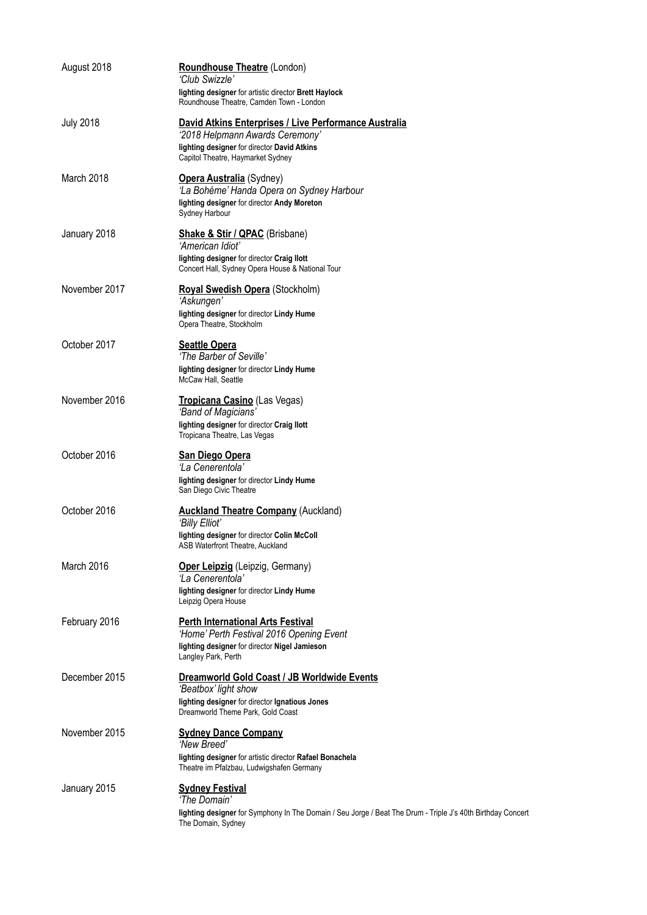August 2018 — **Roundhouse Theatre** (London)
*'Club Swizzle'*
**lighting designer** for artistic director **Brett Haylock**
Roundhouse Theatre, Camden Town - London

July 2018 — **David Atkins Enterprises / Live Performance Australia**
*'2018 Helpmann Awards Ceremony'*
**lighting designer** for director **David Atkins**
Capitol Theatre, Haymarket Sydney

March 2018 — **Opera Australia** (Sydney)
*'La Bohéme' Handa Opera on Sydney Harbour*
**lighting designer** for director **Andy Moreton**
Sydney Harbour

January 2018 — **Shake & Stir / QPAC** (Brisbane)
*'American Idiot'*
**lighting designer** for director **Craig Ilott**
Concert Hall, Sydney Opera House & National Tour

November 2017 — **Royal Swedish Opera** (Stockholm)
*'Askungen'*
**lighting designer** for director **Lindy Hume**
Opera Theatre, Stockholm

October 2017 — **Seattle Opera**
*'The Barber of Seville'*
**lighting designer** for director **Lindy Hume**
McCaw Hall, Seattle

November 2016 — **Tropicana Casino** (Las Vegas)
*'Band of Magicians'*
**lighting designer** for director **Craig Ilott**
Tropicana Theatre, Las Vegas

October 2016 — **San Diego Opera**
*'La Cenerentola'*
**lighting designer** for director **Lindy Hume**
San Diego Civic Theatre

October 2016 — **Auckland Theatre Company** (Auckland)
*'Billy Elliot'*
**lighting designer** for director **Colin McColl**
ASB Waterfront Theatre, Auckland

March 2016 — **Oper Leipzig** (Leipzig, Germany)
*'La Cenerentola'*
**lighting designer** for director **Lindy Hume**
Leipzig Opera House

February 2016 — **Perth International Arts Festival**
*'Home' Perth Festival 2016 Opening Event*
**lighting designer** for director **Nigel Jamieson**
Langley Park, Perth

December 2015 — **Dreamworld Gold Coast / JB Worldwide Events**
*'Beatbox' light show*
**lighting designer** for director **Ignatious Jones**
Dreamworld Theme Park, Gold Coast

November 2015 — **Sydney Dance Company**
*'New Breed'*
**lighting designer** for artistic director **Rafael Bonachela**
Theatre im Pfalzbau, Ludwigshafen Germany

January 2015 — **Sydney Festival**
*'The Domain'*
**lighting designer** for Symphony In The Domain / Seu Jorge / Beat The Drum - Triple J's 40th Birthday Concert
The Domain, Sydney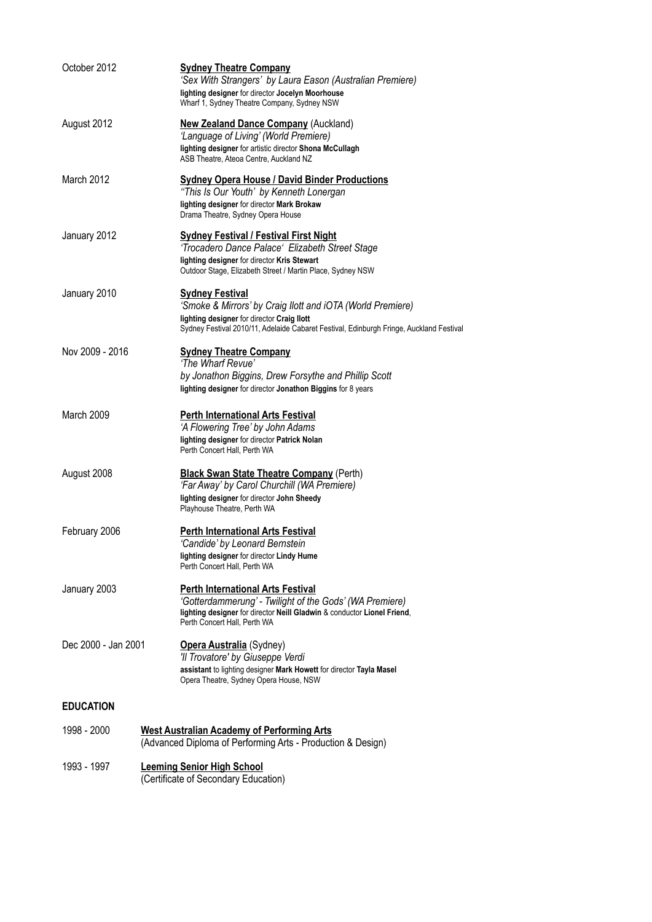October 2012

**Sydney Theatre Company**
*'Sex With Strangers' by Laura Eason (Australian Premiere)*
**lighting designer** for director **Jocelyn Moorhouse**
Wharf 1, Sydney Theatre Company, Sydney NSW

August 2012

**New Zealand Dance Company** (Auckland)
*'Language of Living' (World Premiere)*
**lighting designer** for artistic director **Shona McCullagh**
ASB Theatre, Ateoa Centre, Auckland NZ

March 2012

**Sydney Opera House / David Binder Productions**
*"This Is Our Youth' by Kenneth Lonergan*
**lighting designer** for director **Mark Brokaw**
Drama Theatre, Sydney Opera House

January 2012

**Sydney Festival / Festival First Night**
*'Trocadero Dance Palace' Elizabeth Street Stage*
**lighting designer** for director **Kris Stewart**
Outdoor Stage, Elizabeth Street / Martin Place, Sydney NSW

January 2010

**Sydney Festival**
*'Smoke & Mirrors' by Craig Ilott and iOTA (World Premiere)*
**lighting designer** for director **Craig Ilott**
Sydney Festival 2010/11, Adelaide Cabaret Festival, Edinburgh Fringe, Auckland Festival

Nov 2009 - 2016

**Sydney Theatre Company**
*'The Wharf Revue'*
*by Jonathon Biggins, Drew Forsythe and Phillip Scott*
**lighting designer** for director **Jonathon Biggins** for 8 years

March 2009

**Perth International Arts Festival**
*'A Flowering Tree' by John Adams*
**lighting designer** for director **Patrick Nolan**
Perth Concert Hall, Perth WA

August 2008

**Black Swan State Theatre Company** (Perth)
*'Far Away' by Carol Churchill (WA Premiere)*
**lighting designer** for director **John Sheedy**
Playhouse Theatre, Perth WA

February 2006

**Perth International Arts Festival**
*'Candide' by Leonard Bernstein*
**lighting designer** for director **Lindy Hume**
Perth Concert Hall, Perth WA

January 2003

**Perth International Arts Festival**
*'Gotterdammerung' - Twilight of the Gods' (WA Premiere)*
**lighting designer** for director **Neill Gladwin** & conductor **Lionel Friend**,
Perth Concert Hall, Perth WA

Dec 2000 - Jan 2001

**Opera Australia** (Sydney)
*'Il Trovatore' by Giuseppe Verdi*
**assistant** to lighting designer **Mark Howett** for director **Tayla Masel**
Opera Theatre, Sydney Opera House, NSW

## EDUCATION

1998 - 2000

**West Australian Academy of Performing Arts**
(Advanced Diploma of Performing Arts - Production & Design)

1993 - 1997

**Leeming Senior High School**
(Certificate of Secondary Education)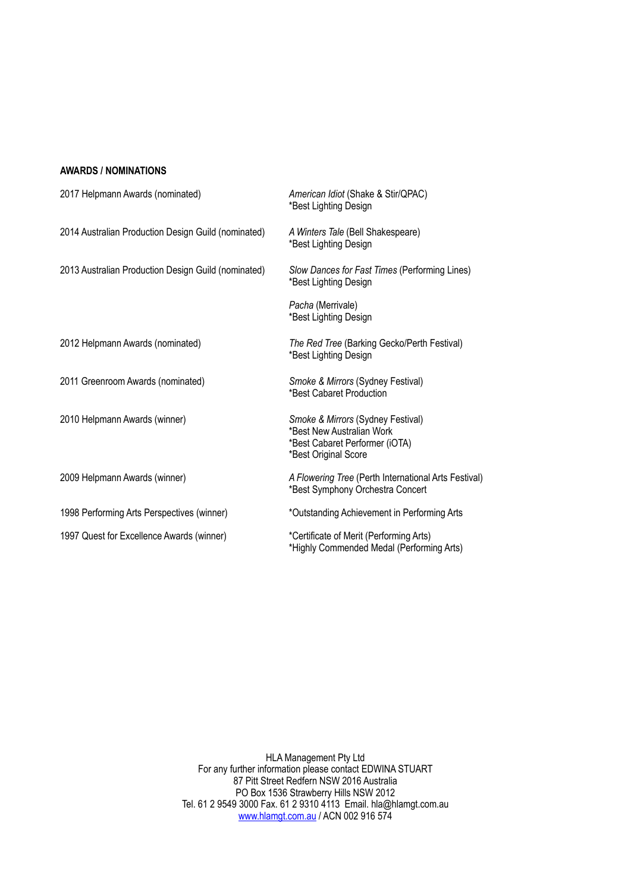**AWARDS / NOMINATIONS**

| | |
|---|---|
| 2017 Helpmann Awards (nominated) | *American Idiot* (Shake & Stir/QPAC)<br>*Best Lighting Design |
| 2014 Australian Production Design Guild (nominated) | *A Winters Tale* (Bell Shakespeare)<br>*Best Lighting Design |
| 2013 Australian Production Design Guild (nominated) | *Slow Dances for Fast Times* (Performing Lines)<br>*Best Lighting Design |
| | *Pacha* (Merrivale)<br>*Best Lighting Design |
| 2012 Helpmann Awards (nominated) | *The Red Tree* (Barking Gecko/Perth Festival)<br>*Best Lighting Design |
| 2011 Greenroom Awards (nominated) | *Smoke & Mirrors* (Sydney Festival)<br>*Best Cabaret Production |
| 2010 Helpmann Awards (winner) | *Smoke & Mirrors* (Sydney Festival)<br>*Best New Australian Work<br>*Best Cabaret Performer (iOTA)<br>*Best Original Score |
| 2009 Helpmann Awards (winner) | *A Flowering Tree* (Perth International Arts Festival)<br>*Best Symphony Orchestra Concert |
| 1998 Performing Arts Perspectives (winner) | *Outstanding Achievement in Performing Arts |
| 1997 Quest for Excellence Awards (winner) | *Certificate of Merit (Performing Arts)<br>*Highly Commended Medal (Performing Arts) |

HLA Management Pty Ltd
For any further information please contact EDWINA STUART
87 Pitt Street Redfern NSW 2016 Australia
PO Box 1536 Strawberry Hills NSW 2012
Tel. 61 2 9549 3000 Fax. 61 2 9310 4113 Email. hla@hlamgt.com.au
www.hlamgt.com.au / ACN 002 916 574